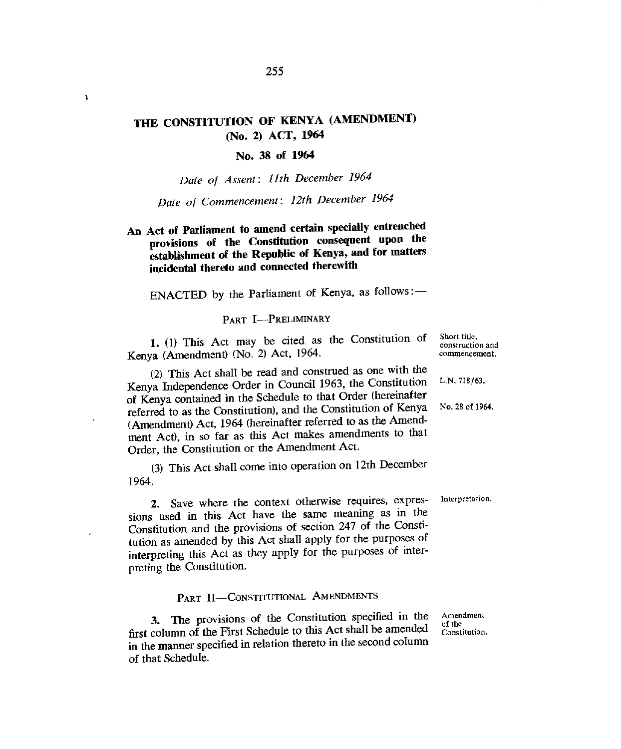# THE CONSTITUTION OF KENYA (AMENDMENT) (No. 2) ACT, 1964

## No. 38 of 1964

*Date of Assent: 11th December 1964*

*Date of Commencement: 12th December 1964*

**An Act of Parliament to amend certain specially entrenched provisions of the Constitution consequent upon the establishment of the Republic of Kenya, and for matters incidental thereto and connected therewith**

ENACTED by the Parliament of Kenya, as follows:—

### PART I—PRELIMINARY

Short title, construction and commencement.

**1.** (1) This Act may be cited as the Constitution of Kenya (Amendment) (No. 2) Act, 1964.

(2) This Act shall be read and construed as one with the Kenya Independence Order in Council 1963, the Constitution of Kenya contained in the Schedule to that Order (hereinafter referred to as the Constitution), and the Constitution of Kenya (Amendment) Act, 1964 (hereinafter referred to as the Amendment Act), in so far as this Act makes amendments to that Order, the Constitution or the Amendment Act.

L.N. 718/63.

No. 28 of 1964.

(3) This Act shall come into operation on 12th December 1964.

Interpretation.

**2.** Save where the context otherwise requires, expressions used in this Act have the same meaning as in the Constitution and the provisions of section 247 of the Constitution as amended by this Act shall apply for the purposes of interpreting this Act as they apply for the purposes of interpreting the Constitution.

### PART II—CONSTITUTIONAL AMENDMENTS

Amendment of the Constitution.

**3.** The provisions of the Constitution specified in the first column of the First Schedule to this Act shall be amended in the manner specified in relation thereto in the second column of that Schedule.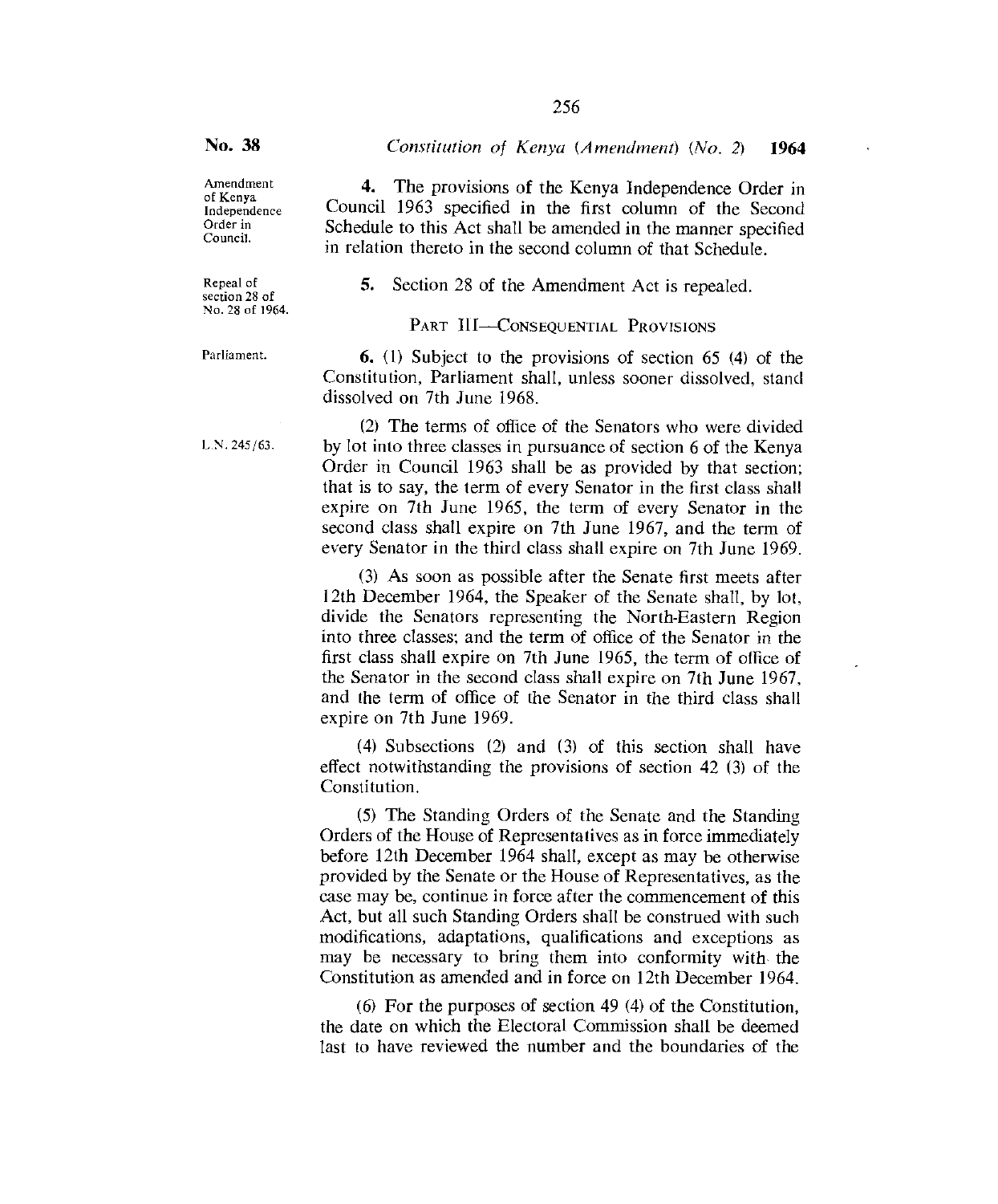**No. 38** *Constitution of Kenya (Amendment) (No. 2)* **1964**

Amendment of Kenya Independence Order in Council.

**4.** The provisions of the Kenya Independence Order in Council 1963 specified in the first column of the Second Schedule to this Act shall be amended in the manner specified in relation thereto in the second column of that Schedule.

Repeal of section 28 of No. 28 of 1964.

**5.** Section 28 of the Amendment Act is repealed.

## PART III—CONSEQUENTIAL PROVISIONS

Parliament.

**6.** (1) Subject to the provisions of section 65 (4) of the Constitution, Parliament shall, unless sooner dissolved, stand dissolved on 7th June 1968.

L.N. 245/63.

(2) The terms of office of the Senators who were divided by lot into three classes in pursuance of section 6 of the Kenya Order in Council 1963 shall be as provided by that section; that is to say, the term of every Senator in the first class shall expire on 7th June 1965, the term of every Senator in the second class shall expire on 7th June 1967, and the term of every Senator in the third class shall expire on 7th June 1969.

(3) As soon as possible after the Senate first meets after 12th December 1964, the Speaker of the Senate shall, by lot, divide the Senators representing the North-Eastern Region into three classes; and the term of office of the Senator in the first class shall expire on 7th June 1965, the term of office of the Senator in the second class shall expire on 7th June 1967, and the term of office of the Senator in the third class shall expire on 7th June 1969.

(4) Subsections (2) and (3) of this section shall have effect notwithstanding the provisions of section 42 (3) of the Constitution.

(5) The Standing Orders of the Senate and the Standing Orders of the House of Representatives as in force immediately before 12th December 1964 shall, except as may be otherwise provided by the Senate or the House of Representatives, as the case may be, continue in force after the commencement of this Act, but all such Standing Orders shall be construed with such modifications, adaptations, qualifications and exceptions as may be necessary to bring them into conformity with the Constitution as amended and in force on 12th December 1964.

(6) For the purposes of section 49 (4) of the Constitution, the date on which the Electoral Commission shall be deemed last to have reviewed the number and the boundaries of the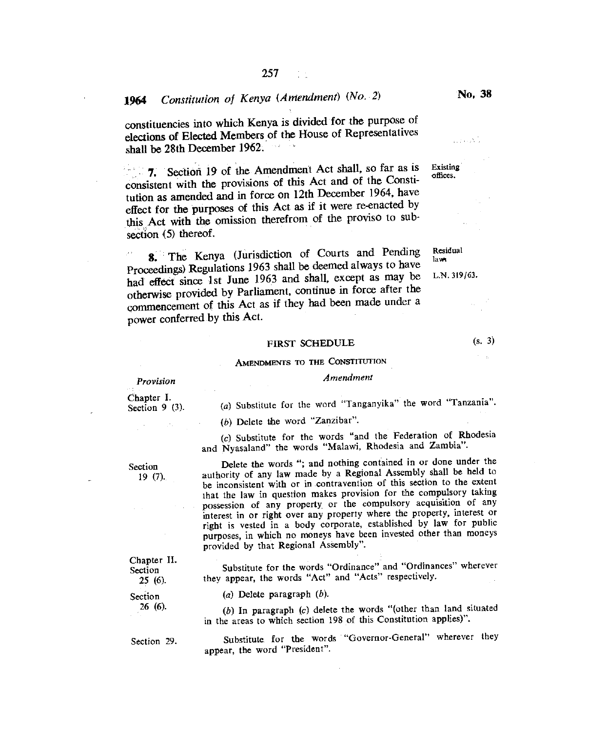constituencies into which Kenya is divided for the purpose of elections of Elected Members of the House of Representatives shall be 28th December 1962.

**7.** Section 19 of the Amendment Act shall, so far as is consistent with the provisions of this Act and of the Constitution as amended and in force on 12th December 1964, have effect for the purposes of this Act as if it were re-enacted by this Act with the omission therefrom of the proviso to subsection (5) thereof. *Existing offices.*

**8.** The Kenya (Jurisdiction of Courts and Pending Proceedings) Regulations 1963 shall be deemed always to have had effect since 1st June 1963 and shall, except as may be otherwise provided by Parliament, continue in force after the commencement of this Act as if they had been made under a power conferred by this Act. *Residual laws. L.N. 319/63.*

## FIRST SCHEDULE

(s. 3)

### AMENDMENTS TO THE CONSTITUTION

| *Provision* | *Amendment* |
|---|---|
| Chapter I. Section 9 (3). | (*a*) Substitute for the word "Tanganyika" the word "Tanzania".<br>(*b*) Delete the word "Zanzibar".<br>(*c*) Substitute for the words "and the Federation of Rhodesia and Nyasaland" the words "Malawi, Rhodesia and Zambia". |
| Section 19 (7). | Delete the words "; and nothing contained in or done under the authority of any law made by a Regional Assembly shall be held to be inconsistent with or in contravention of this section to the extent that the law in question makes provision for the compulsory taking possession of any property or the compulsory acquisition of any interest in or right over any property where the property, interest or right is vested in a body corporate, established by law for public purposes, in which no moneys have been invested other than moneys provided by that Regional Assembly". |
| Chapter II. Section 25 (6). | Substitute for the words "Ordinance" and "Ordinances" wherever they appear, the words "Act" and "Acts" respectively. |
| Section 26 (6). | (*a*) Delete paragraph (*b*).<br>(*b*) In paragraph (*c*) delete the words "(other than land situated in the areas to which section 198 of this Constitution applies)". |
| Section 29. | Substitute for the words "Governor-General" wherever they appear, the word "President". |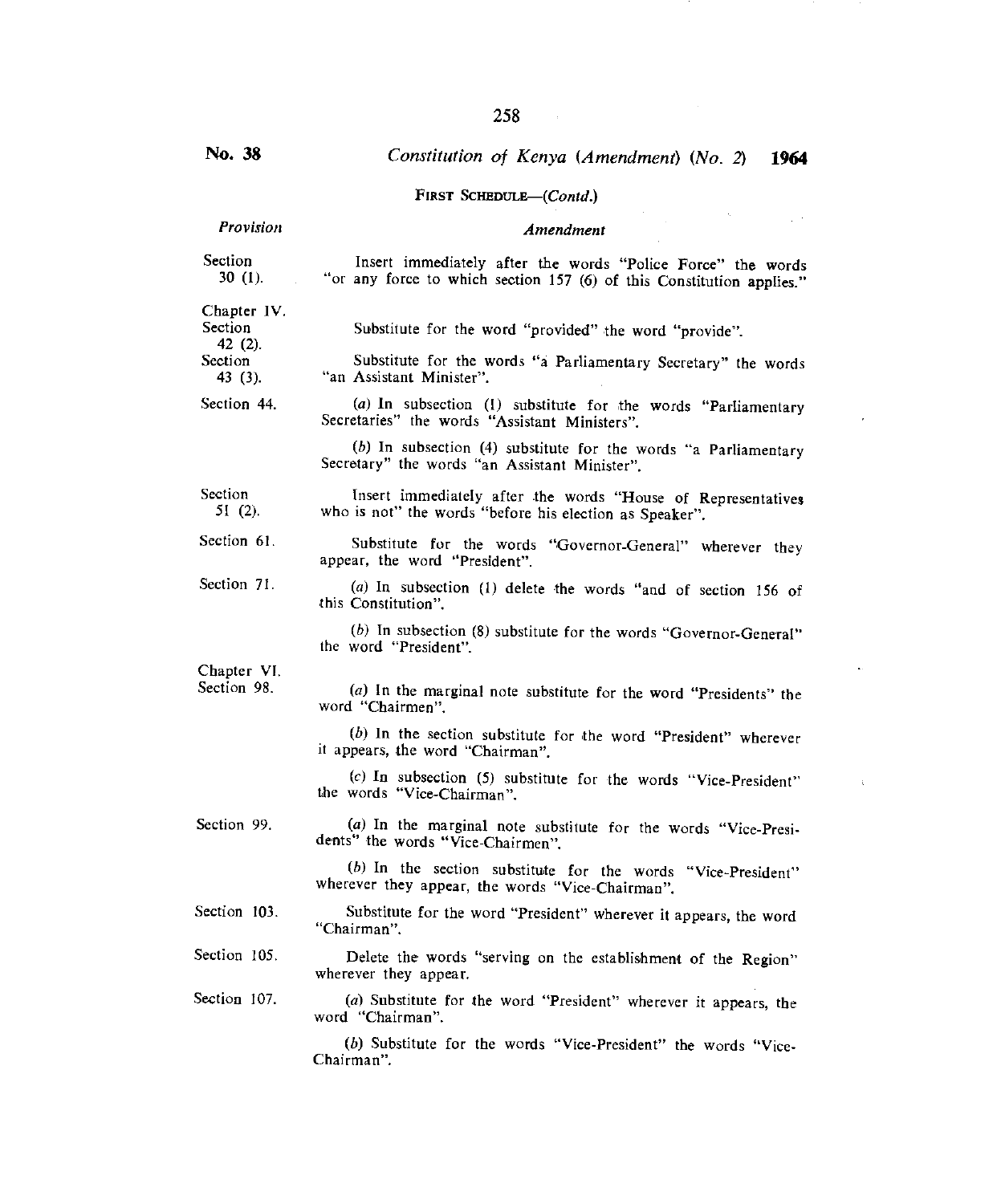**No. 38** *Constitution of Kenya (Amendment) (No. 2)* **1964**

FIRST SCHEDULE—(*Contd.*)

| *Provision* | *Amendment* |
|---|---|
| Section 30 (1). | Insert immediately after the words "Police Force" the words "or any force to which section 157 (6) of this Constitution applies." |
| Chapter IV. Section 42 (2). | Substitute for the word "provided" the word "provide". |
| Section 43 (3). | Substitute for the words "a Parliamentary Secretary" the words "an Assistant Minister". |
| Section 44. | (*a*) In subsection (1) substitute for the words "Parliamentary Secretaries" the words "Assistant Ministers". |
| | (*b*) In subsection (4) substitute for the words "a Parliamentary Secretary" the words "an Assistant Minister". |
| Section 51 (2). | Insert immediately after the words "House of Representatives who is not" the words "before his election as Speaker". |
| Section 61. | Substitute for the words "Governor-General" wherever they appear, the word "President". |
| Section 71. | (*a*) In subsection (1) delete the words "and of section 156 of this Constitution". |
| | (*b*) In subsection (8) substitute for the words "Governor-General" the word "President". |
| Chapter VI. Section 98. | (*a*) In the marginal note substitute for the word "Presidents" the word "Chairmen". |
| | (*b*) In the section substitute for the word "President" wherever it appears, the word "Chairman". |
| | (*c*) In subsection (5) substitute for the words "Vice-President" the words "Vice-Chairman". |
| Section 99. | (*a*) In the marginal note substitute for the words "Vice-Presidents" the words "Vice-Chairmen". |
| | (*b*) In the section substitute for the words "Vice-President" wherever they appear, the words "Vice-Chairman". |
| Section 103. | Substitute for the word "President" wherever it appears, the word "Chairman". |
| Section 105. | Delete the words "serving on the establishment of the Region" wherever they appear. |
| Section 107. | (*a*) Substitute for the word "President" wherever it appears, the word "Chairman". |
| | (*b*) Substitute for the words "Vice-President" the words "Vice-Chairman". |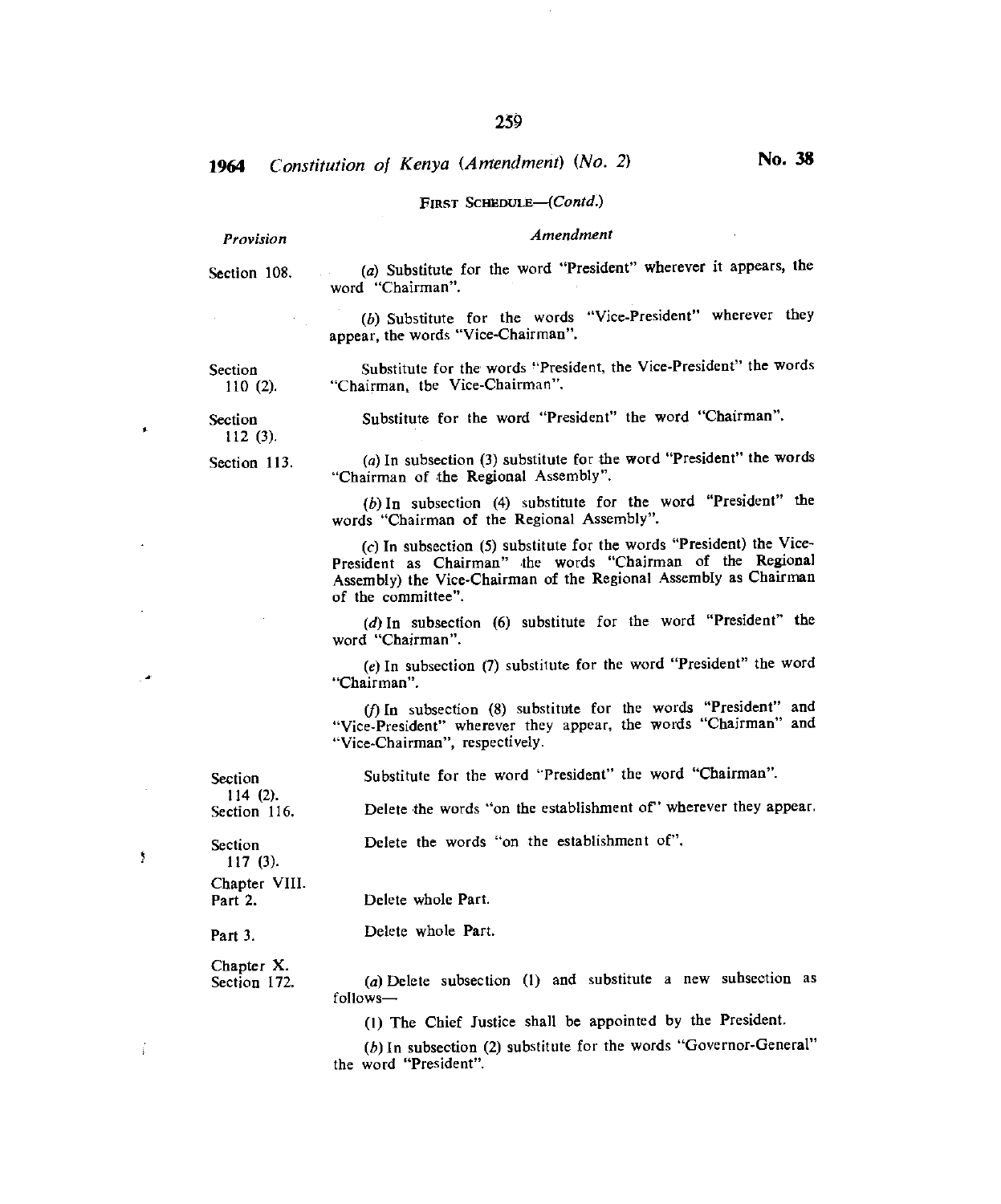FIRST SCHEDULE—(*Contd.*)

| *Provision* | *Amendment* |
|---|---|
| Section 108. | (*a*) Substitute for the word "President" wherever it appears, the word "Chairman".<br><br>(*b*) Substitute for the words "Vice-President" wherever they appear, the words "Vice-Chairman". |
| Section 110 (2). | Substitute for the words "President, the Vice-President" the words "Chairman, tbe Vice-Chairman". |
| Section 112 (3). | Substitute for the word "President" the word "Chairman". |
| Section 113. | (*a*) In subsection (3) substitute for the word "President" the words "Chairman of the Regional Assembly".<br><br>(*b*) In subsection (4) substitute for the word "President" the words "Chairman of the Regional Assembly".<br><br>(*c*) In subsection (5) substitute for the words "President) the Vice-President as Chairman" the words "Chairman of the Regional Assembly) the Vice-Chairman of the Regional Assembly as Chairman of the committee".<br><br>(*d*) In subsection (6) substitute for the word "President" the word "Chairman".<br><br>(*e*) In subsection (7) substitute for the word "President" the word "Chairman".<br><br>(*f*) In subsection (8) substitute for the words "President" and "Vice-President" wherever they appear, the words "Chairman" and "Vice-Chairman", respectively. |
| Section 114 (2). | Substitute for the word "President" the word "Chairman". |
| Section 116. | Delete the words "on the establishment of" wherever they appear. |
| Section 117 (3). | Delete the words "on the establishment of". |
| Chapter VIII. Part 2. | Delete whole Part. |
| Part 3. | Delete whole Part. |
| Chapter X. Section 172. | (*a*) Delete subsection (1) and substitute a new subsection as follows—<br><br>(1) The Chief Justice shall be appointed by the President.<br><br>(*b*) In subsection (2) substitute for the words "Governor-General" the word "President". |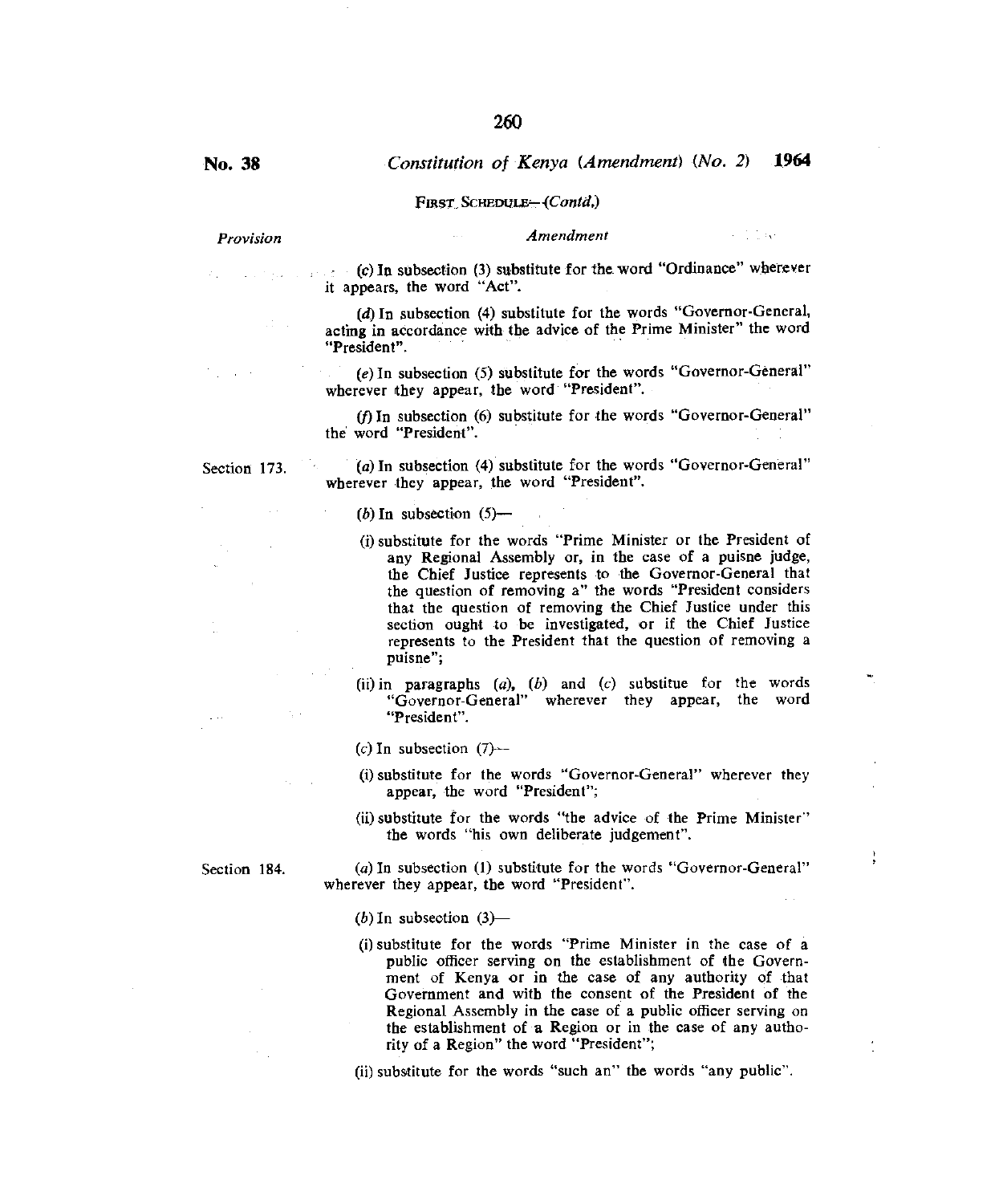FIRST SCHEDULE—(*Contd.*)

| *Provision* | *Amendment* |
|---|---|
| | (*c*) In subsection (3) substitute for the word "Ordinance" wherever it appears, the word "Act". |
| | (*d*) In subsection (4) substitute for the words "Governor-General, acting in accordance with the advice of the Prime Minister" the word "President". |
| | (*e*) In subsection (5) substitute for the words "Governor-General" wherever they appear, the word "President". |
| | (*f*) In subsection (6) substitute for the words "Governor-General" the word "President". |
| Section 173. | (*a*) In subsection (4) substitute for the words "Governor-General" wherever they appear, the word "President". |
| | (*b*) In subsection (5)— |
| | (i) substitute for the words "Prime Minister or the President of any Regional Assembly or, in the case of a puisne judge, the Chief Justice represents to the Governor-General that the question of removing a" the words "President considers that the question of removing the Chief Justice under this section ought to be investigated, or if the Chief Justice represents to the President that the question of removing a puisne"; |
| | (ii) in paragraphs (*a*), (*b*) and (*c*) substitue for the words "Governor-General" wherever they appear, the word "President". |
| | (*c*) In subsection (7)— |
| | (i) substitute for the words "Governor-General" wherever they appear, the word "President"; |
| | (ii) substitute for the words "the advice of the Prime Minister" the words "his own deliberate judgement". |
| Section 184. | (*a*) In subsection (1) substitute for the words "Governor-General" wherever they appear, the word "President". |
| | (*b*) In subsection (3)— |
| | (i) substitute for the words "Prime Minister in the case of a public officer serving on the establishment of the Government of Kenya or in the case of any authority of that Government and with the consent of the President of the Regional Assembly in the case of a public officer serving on the establishment of a Region or in the case of any authority of a Region" the word "President"; |
| | (ii) substitute for the words "such an" the words "any public". |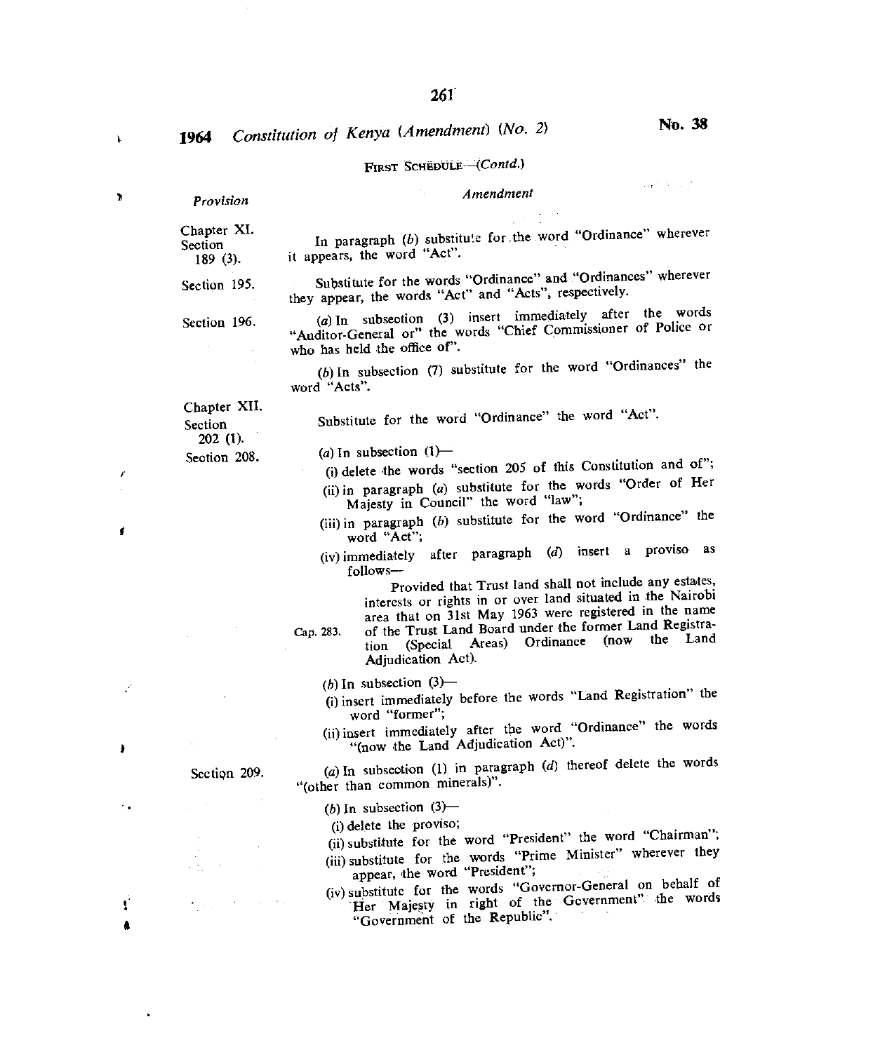**1964** *Constitution of Kenya (Amendment) (No. 2)* **No. 38**

FIRST SCHEDULE—*(Contd.)*

| *Provision* | *Amendment* |
|---|---|
| Chapter XI. Section 189 (3). | In paragraph (*b*) substitute for the word "Ordinance" wherever it appears, the word "Act". |
| Section 195. | Substitute for the words "Ordinance" and "Ordinances" wherever they appear, the words "Act" and "Acts", respectively. |
| Section 196. | (*a*) In subsection (3) insert immediately after the words "Auditor-General or" the words "Chief Commissioner of Police or who has held the office of". <br><br> (*b*) In subsection (7) substitute for the word "Ordinances" the word "Acts". |
| Chapter XII. Section 202 (1). | Substitute for the word "Ordinance" the word "Act". |
| Section 208. | (*a*) In subsection (1)— <br> (i) delete the words "section 205 of this Constitution and of"; <br> (ii) in paragraph (*a*) substitute for the words "Order of Her Majesty in Council" the word "law"; <br> (iii) in paragraph (*b*) substitute for the word "Ordinance" the word "Act"; <br> (iv) immediately after paragraph (*d*) insert a proviso as follows— <br><br> Provided that Trust land shall not include any estates, interests or rights in or over land situated in the Nairobi area that on 31st May 1963 were registered in the name of the Trust Land Board under the former Land Registration (Special Areas) Ordinance (now the Land Adjudication Act). (Cap. 283.) <br><br> (*b*) In subsection (3)— <br> (i) insert immediately before the words "Land Registration" the word "former"; <br> (ii) insert immediately after the word "Ordinance" the words "(now the Land Adjudication Act)". |
| Section 209. | (*a*) In subsection (1) in paragraph (*d*) thereof delete the words "(other than common minerals)". <br><br> (*b*) In subsection (3)— <br> (i) delete the proviso; <br> (ii) substitute for the word "President" the word "Chairman"; <br> (iii) substitute for the words "Prime Minister" wherever they appear, the word "President"; <br> (iv) substitute for the words "Governor-General on behalf of Her Majesty in right of the Government" the words "Government of the Republic". |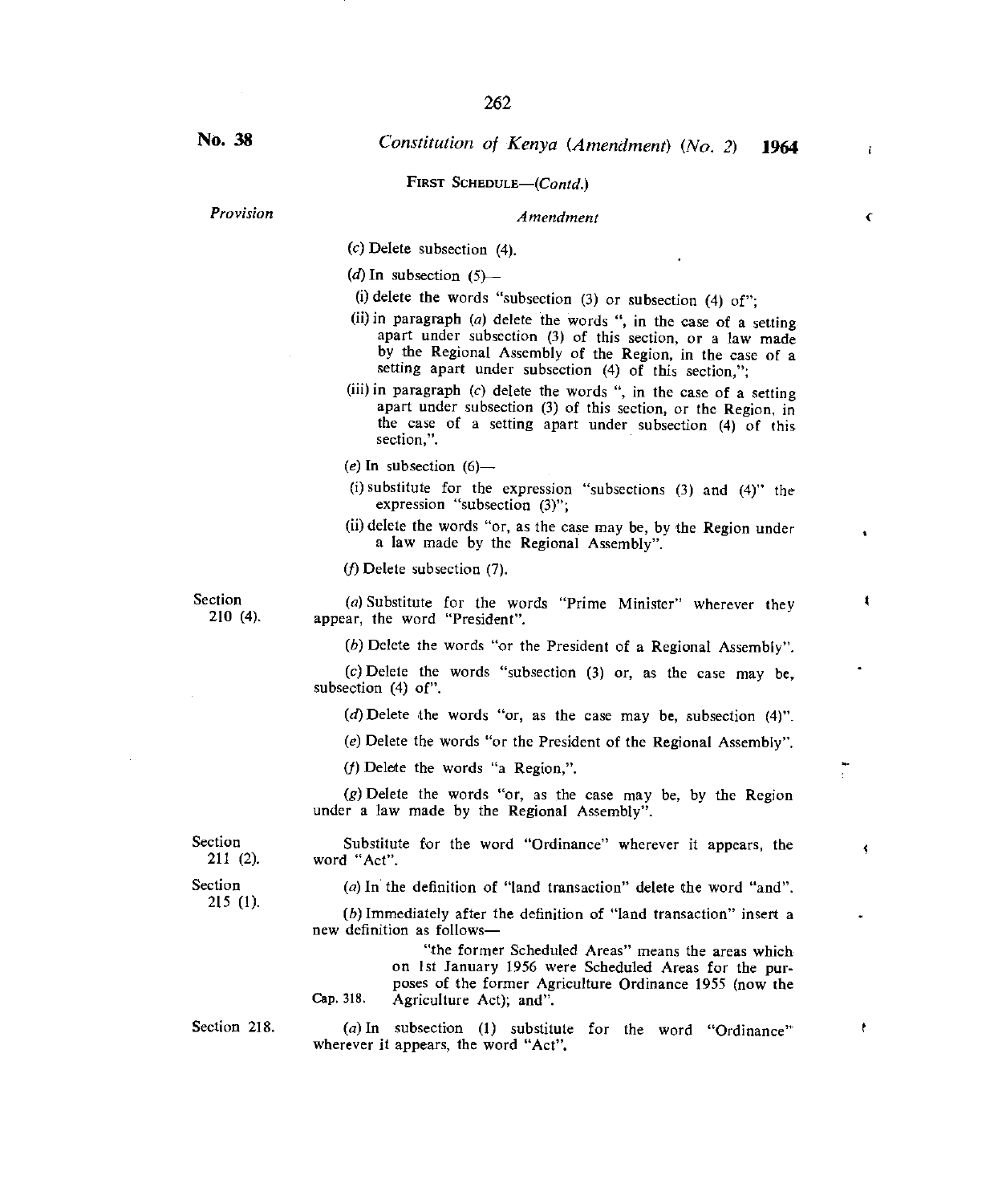No. 38 *Constitution of Kenya (Amendment) (No. 2)* **1964**

FIRST SCHEDULE—(*Contd.*)

| *Provision* | *Amendment* |
|---|---|
| | (*c*) Delete subsection (4). |
| | (*d*) In subsection (5)— |
| | (i) delete the words "subsection (3) or subsection (4) of"; |
| | (ii) in paragraph (*a*) delete the words ", in the case of a setting apart under subsection (3) of this section, or a law made by the Regional Assembly of the Region, in the case of a setting apart under subsection (4) of this section,"; |
| | (iii) in paragraph (*c*) delete the words ", in the case of a setting apart under subsection (3) of this section, or the Region, in the case of a setting apart under subsection (4) of this section,". |
| | (*e*) In subsection (6)— |
| | (i) substitute for the expression "subsections (3) and (4)" the expression "subsection (3)"; |
| | (ii) delete the words "or, as the case may be, by the Region under a law made by the Regional Assembly". |
| | (*f*) Delete subsection (7). |
| Section 210 (4). | (*a*) Substitute for the words "Prime Minister" wherever they appear, the word "President". |
| | (*b*) Delete the words "or the President of a Regional Assembly". |
| | (*c*) Delete the words "subsection (3) or, as the case may be, subsection (4) of". |
| | (*d*) Delete the words "or, as the case may be, subsection (4)". |
| | (*e*) Delete the words "or the President of the Regional Assembly". |
| | (*f*) Delete the words "a Region,". |
| | (*g*) Delete the words "or, as the case may be, by the Region under a law made by the Regional Assembly". |
| Section 211 (2). | Substitute for the word "Ordinance" wherever it appears, the word "Act". |
| Section 215 (1). | (*a*) In the definition of "land transaction" delete the word "and". |
| | (*b*) Immediately after the definition of "land transaction" insert a new definition as follows— |
| Cap. 318. | "the former Scheduled Areas" means the areas which on 1st January 1956 were Scheduled Areas for the purposes of the former Agriculture Ordinance 1955 (now the Agriculture Act); and". |
| Section 218. | (*a*) In subsection (1) substitute for the word "Ordinance" wherever it appears, the word "Act". |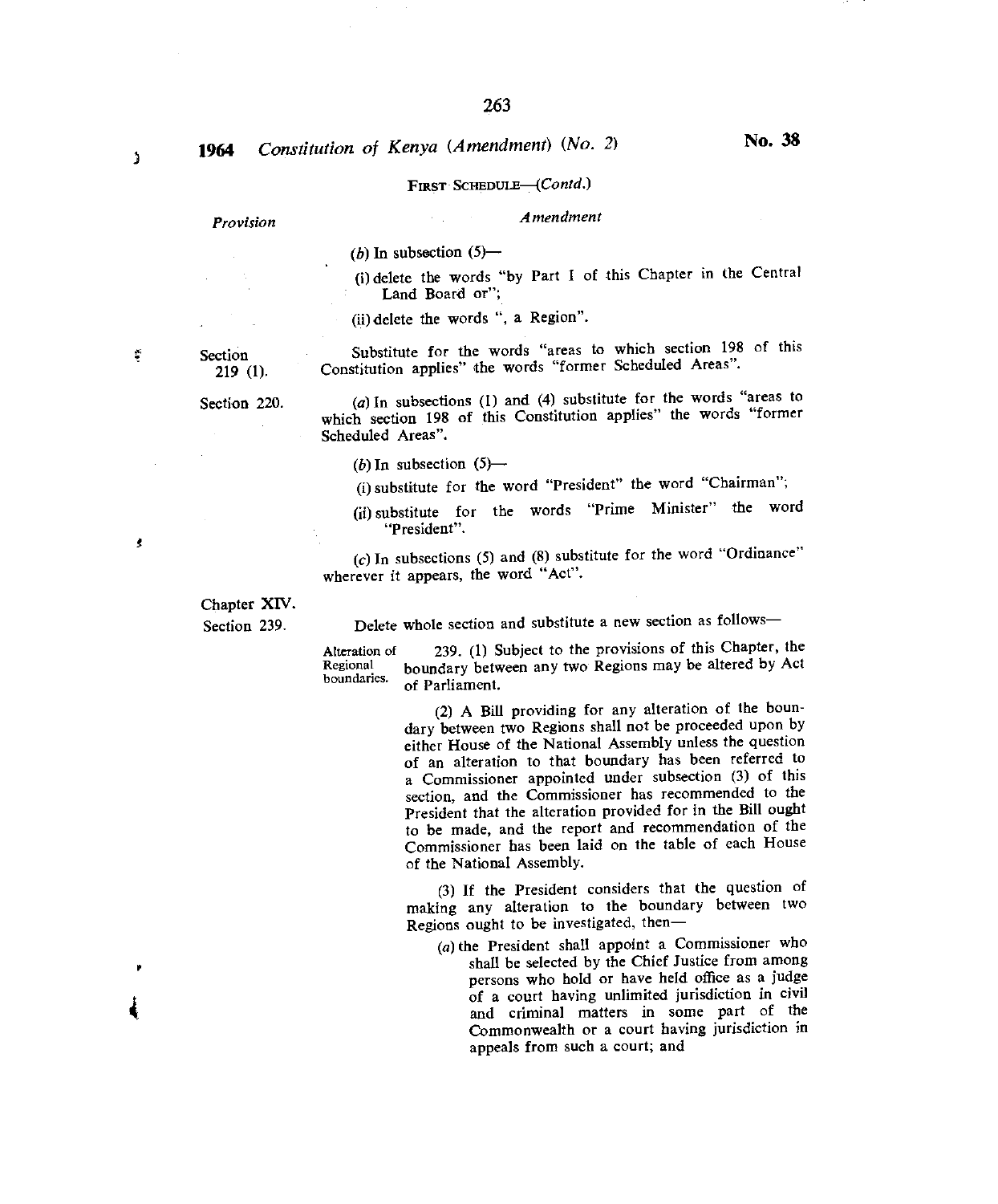FIRST SCHEDULE—(*Contd.*)

| *Provision* | *Amendment* |
| --- | --- |
| | (*b*) In subsection (5)— |
| | (i) delete the words "by Part I of this Chapter in the Central Land Board or"; |
| | (ii) delete the words ", a Region". |
| Section 219 (1). | Substitute for the words "areas to which section 198 of this Constitution applies" the words "former Scheduled Areas". |
| Section 220. | (*a*) In subsections (1) and (4) substitute for the words "areas to which section 198 of this Constitution applies" the words "former Scheduled Areas". |
| | (*b*) In subsection (5)— |
| | (i) substitute for the word "President" the word "Chairman"; |
| | (ii) substitute for the words "Prime Minister" the word "President". |
| | (*c*) In subsections (5) and (8) substitute for the word "Ordinance" wherever it appears, the word "Act". |
| Chapter XIV. Section 239. | Delete whole section and substitute a new section as follows— |

Alteration of Regional boundaries.

239. (1) Subject to the provisions of this Chapter, the boundary between any two Regions may be altered by Act of Parliament.

(2) A Bill providing for any alteration of the boundary between two Regions shall not be proceeded upon by either House of the National Assembly unless the question of an alteration to that boundary has been referred to a Commissioner appointed under subsection (3) of this section, and the Commissioner has recommended to the President that the alteration provided for in the Bill ought to be made, and the report and recommendation of the Commissioner has been laid on the table of each House of the National Assembly.

(3) If the President considers that the question of making any alteration to the boundary between two Regions ought to be investigated, then—

(*a*) the President shall appoint a Commissioner who shall be selected by the Chief Justice from among persons who hold or have held office as a judge of a court having unlimited jurisdiction in civil and criminal matters in some part of the Commonwealth or a court having jurisdiction in appeals from such a court; and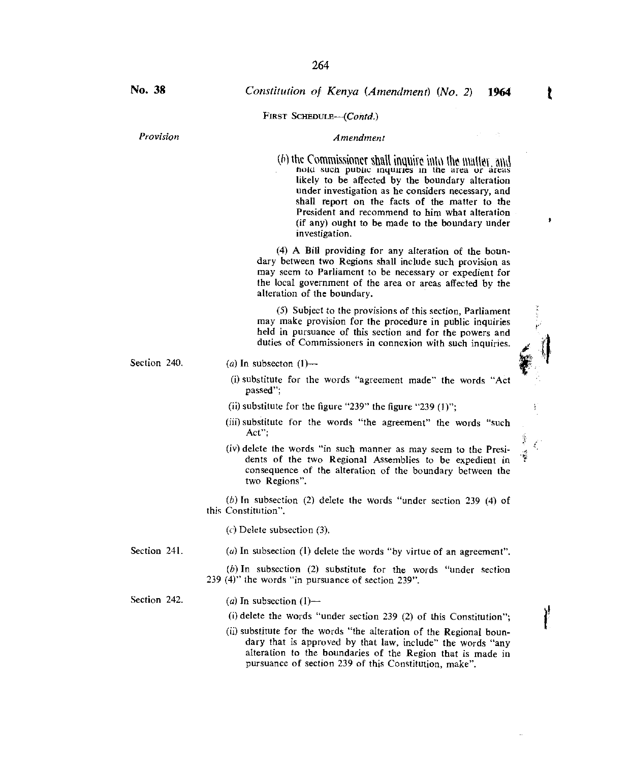FIRST SCHEDULE—(*Contd.*)

| *Provision* | *Amendment* |
|---|---|
| | (*b*) the Commissioner shall inquire into the matter, and hold such public inquiries in the area or areas likely to be affected by the boundary alteration under investigation as he considers necessary, and shall report on the facts of the matter to the President and recommend to him what alteration (if any) ought to be made to the boundary under investigation. |
| | (4) A Bill providing for any alteration of the boundary between two Regions shall include such provision as may seem to Parliament to be necessary or expedient for the local government of the area or areas affected by the alteration of the boundary. |
| | (5) Subject to the provisions of this section, Parliament may make provision for the procedure in public inquiries held in pursuance of this section and for the powers and duties of Commissioners in connexion with such inquiries. |
| Section 240. | (*a*) In subsecton (1)—<br>(i) substitute for the words "agreement made" the words "Act passed";<br>(ii) substitute for the figure "239" the figure "239 (1)";<br>(iii) substitute for the words "the agreement" the words "such Act";<br>(iv) delete the words "in such manner as may seem to the Presidents of the two Regional Assemblies to be expedient in consequence of the alteration of the boundary between the two Regions".<br>(*b*) In subsection (2) delete the words "under section 239 (4) of this Constitution".<br>(*c*) Delete subsection (3). |
| Section 241. | (*a*) In subsection (1) delete the words "by virtue of an agreement".<br>(*b*) In subsection (2) substitute for the words "under section 239 (4)" the words "in pursuance of section 239". |
| Section 242. | (*a*) In subsection (1)—<br>(i) delete the words "under section 239 (2) of this Constitution";<br>(ii) substitute for the words "the alteration of the Regional boundary that is approved by that law, include" the words "any alteration to the boundaries of the Region that is made in pursuance of section 239 of this Constitution, make". |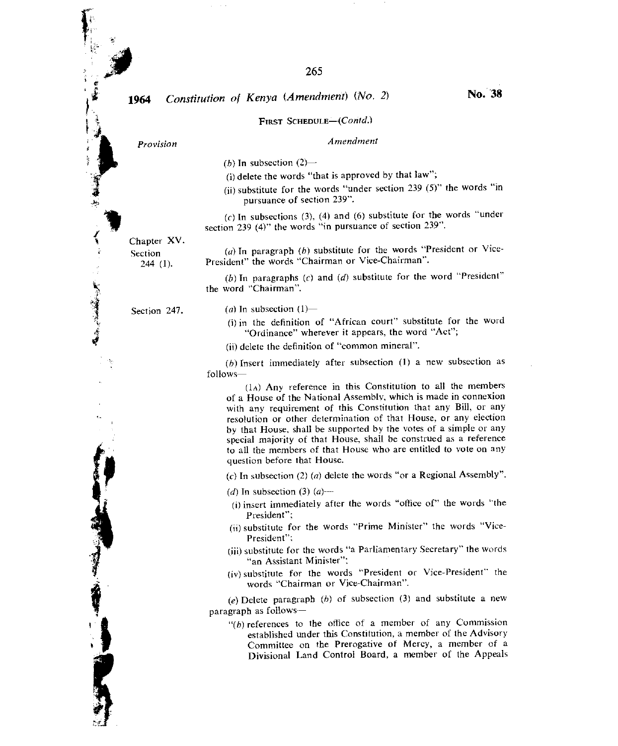FIRST SCHEDULE—(*Contd.*)

| Provision | Amendment |
|---|---|
| | (*b*) In subsection (2)—<br>(i) delete the words "that is approved by that law";<br>(ii) substitute for the words "under section 239 (5)" the words "in pursuance of section 239".<br>(*c*) In subsections (3), (4) and (6) substitute for the words "under section 239 (4)" the words "in pursuance of section 239". |
| Chapter XV. Section 244 (1). | (*a*) In paragraph (*b*) substitute for the words "President or Vice-President" the words "Chairman or Vice-Chairman".<br>(*b*) In paragraphs (*c*) and (*d*) substitute for the word "President" the word "Chairman". |
| Section 247. | (*a*) In subsection (1)—<br>(i) in the definition of "African court" substitute for the word "Ordinance" wherever it appears, the word "Act";<br>(ii) delete the definition of "common mineral".<br>(*b*) Insert immediately after subsection (1) a new subsection as follows—<br>(1A) Any reference in this Constitution to all the members of a House of the National Assembly, which is made in connexion with any requirement of this Constitution that any Bill, or any resolution or other determination of that House, or any election by that House, shall be supported by the votes of a simple or any special majority of that House, shall be construed as a reference to all the members of that House who are entitled to vote on any question before that House.<br>(*c*) In subsection (2) (*a*) delete the words "or a Regional Assembly".<br>(*d*) In subsection (3) (*a*)—<br>(i) insert immediately after the words "office of" the words "the President";<br>(ii) substitute for the words "Prime Minister" the words "Vice-President";<br>(iii) substitute for the words "a Parliamentary Secretary" the words "an Assistant Minister";<br>(iv) substitute for the words "President or Vice-President" the words "Chairman or Vice-Chairman".<br>(*e*) Delete paragraph (*b*) of subsection (3) and substitute a new paragraph as follows—<br>"(*b*) references to the office of a member of any Commission established under this Constitution, a member of the Advisory Committee on the Prerogative of Mercy, a member of a Divisional Land Control Board, a member of the Appeals |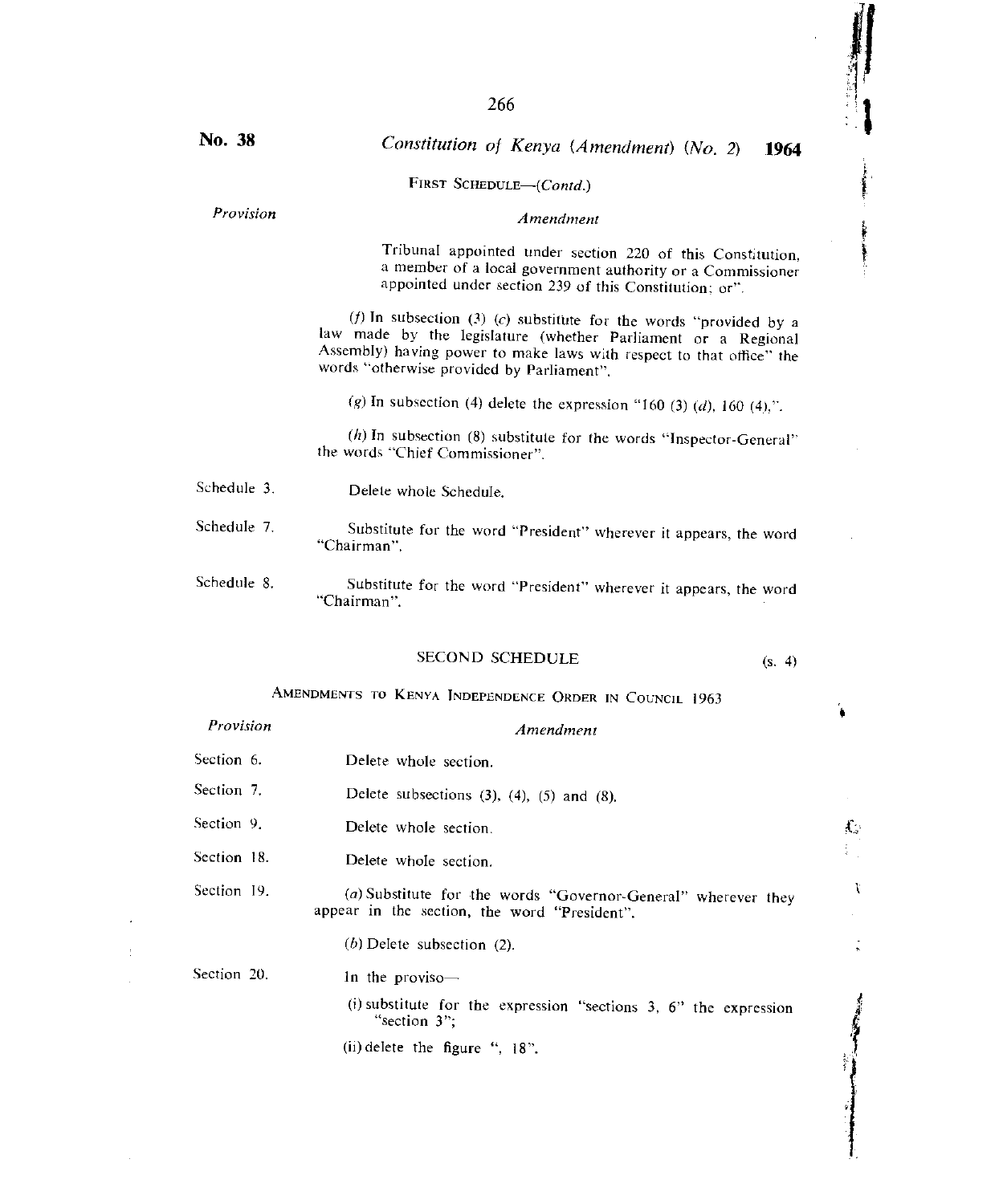FIRST SCHEDULE—(*Contd.*)

| *Provision* | *Amendment* |
|---|---|
| | Tribunal appointed under section 220 of this Constitution, a member of a local government authority or a Commissioner appointed under section 239 of this Constitution; or". |
| | (*f*) In subsection (3) (*c*) substitute for the words "provided by a law made by the legislature (whether Parliament or a Regional Assembly) having power to make laws with respect to that office" the words "otherwise provided by Parliament". |
| | (*g*) In subsection (4) delete the expression "160 (3) (*d*), 160 (4),". |
| | (*h*) In subsection (8) substitute for the words "Inspector-General" the words "Chief Commissioner". |
| Schedule 3. | Delete whole Schedule. |
| Schedule 7. | Substitute for the word "President" wherever it appears, the word "Chairman". |
| Schedule 8. | Substitute for the word "President" wherever it appears, the word "Chairman". |

## SECOND SCHEDULE (s. 4)

AMENDMENTS TO KENYA INDEPENDENCE ORDER IN COUNCIL 1963

| *Provision* | *Amendment* |
|---|---|
| Section 6. | Delete whole section. |
| Section 7. | Delete subsections (3), (4), (5) and (8). |
| Section 9. | Delete whole section. |
| Section 18. | Delete whole section. |
| Section 19. | (*a*) Substitute for the words "Governor-General" wherever they appear in the section, the word "President". |
| | (*b*) Delete subsection (2). |
| Section 20. | In the proviso— |
| | (i) substitute for the expression "sections 3, 6" the expression "section 3"; |
| | (ii) delete the figure ", 18". |